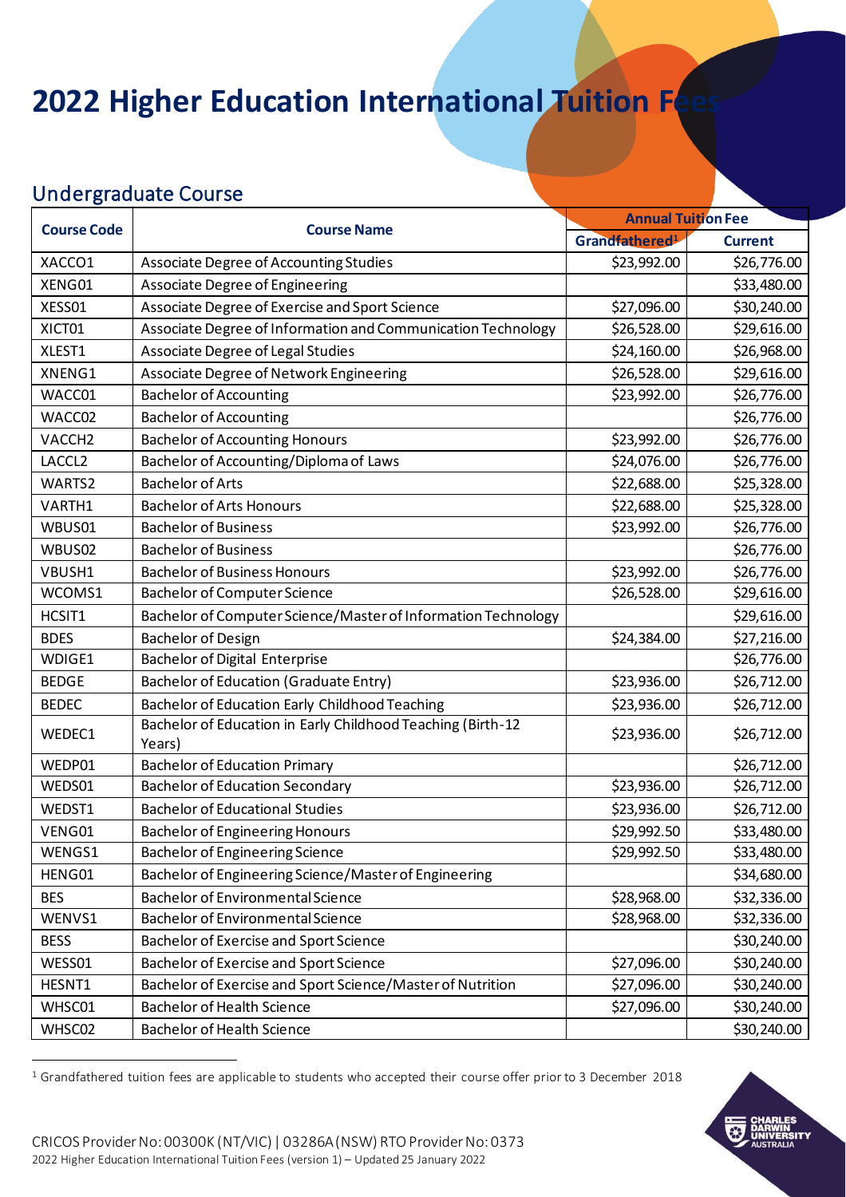# 2022 Higher Education International Tuition Fees

## Undergraduate Course

| Course Code | Course Name | Annual Tuition Fee | |
|---|---|---|---|
| | | Grandfathered[1] | Current |
| XACCO1 | Associate Degree of Accounting Studies | $23,992.00 | $26,776.00 |
| XENG01 | Associate Degree of Engineering | | $33,480.00 |
| XESS01 | Associate Degree of Exercise and Sport Science | $27,096.00 | $30,240.00 |
| XICT01 | Associate Degree of Information and Communication Technology | $26,528.00 | $29,616.00 |
| XLEST1 | Associate Degree of Legal Studies | $24,160.00 | $26,968.00 |
| XNENG1 | Associate Degree of Network Engineering | $26,528.00 | $29,616.00 |
| WACC01 | Bachelor of Accounting | $23,992.00 | $26,776.00 |
| WACC02 | Bachelor of Accounting | | $26,776.00 |
| VACCH2 | Bachelor of Accounting Honours | $23,992.00 | $26,776.00 |
| LACCL2 | Bachelor of Accounting/Diploma of Laws | $24,076.00 | $26,776.00 |
| WARTS2 | Bachelor of Arts | $22,688.00 | $25,328.00 |
| VARTH1 | Bachelor of Arts Honours | $22,688.00 | $25,328.00 |
| WBUS01 | Bachelor of Business | $23,992.00 | $26,776.00 |
| WBUS02 | Bachelor of Business | | $26,776.00 |
| VBUSH1 | Bachelor of Business Honours | $23,992.00 | $26,776.00 |
| WCOMS1 | Bachelor of Computer Science | $26,528.00 | $29,616.00 |
| HCSIT1 | Bachelor of Computer Science/Master of Information Technology | | $29,616.00 |
| BDES | Bachelor of Design | $24,384.00 | $27,216.00 |
| WDIGE1 | Bachelor of Digital Enterprise | | $26,776.00 |
| BEDGE | Bachelor of Education (Graduate Entry) | $23,936.00 | $26,712.00 |
| BEDEC | Bachelor of Education Early Childhood Teaching | $23,936.00 | $26,712.00 |
| WEDEC1 | Bachelor of Education in Early Childhood Teaching (Birth-12 Years) | $23,936.00 | $26,712.00 |
| WEDP01 | Bachelor of Education Primary | | $26,712.00 |
| WEDS01 | Bachelor of Education Secondary | $23,936.00 | $26,712.00 |
| WEDST1 | Bachelor of Educational Studies | $23,936.00 | $26,712.00 |
| VENG01 | Bachelor of Engineering Honours | $29,992.50 | $33,480.00 |
| WENGS1 | Bachelor of Engineering Science | $29,992.50 | $33,480.00 |
| HENG01 | Bachelor of Engineering Science/Master of Engineering | | $34,680.00 |
| BES | Bachelor of Environmental Science | $28,968.00 | $32,336.00 |
| WENVS1 | Bachelor of Environmental Science | $28,968.00 | $32,336.00 |
| BESS | Bachelor of Exercise and Sport Science | | $30,240.00 |
| WESS01 | Bachelor of Exercise and Sport Science | $27,096.00 | $30,240.00 |
| HESNT1 | Bachelor of Exercise and Sport Science/Master of Nutrition | $27,096.00 | $30,240.00 |
| WHSC01 | Bachelor of Health Science | $27,096.00 | $30,240.00 |
| WHSC02 | Bachelor of Health Science | | $30,240.00 |

[1] Grandfathered tuition fees are applicable to students who accepted their course offer prior to 3 December 2018

CRICOS Provider No: 00300K (NT/VIC) | 03286A (NSW) RTO Provider No: 0373
2022 Higher Education International Tuition Fees (version 1) – Updated 25 January 2022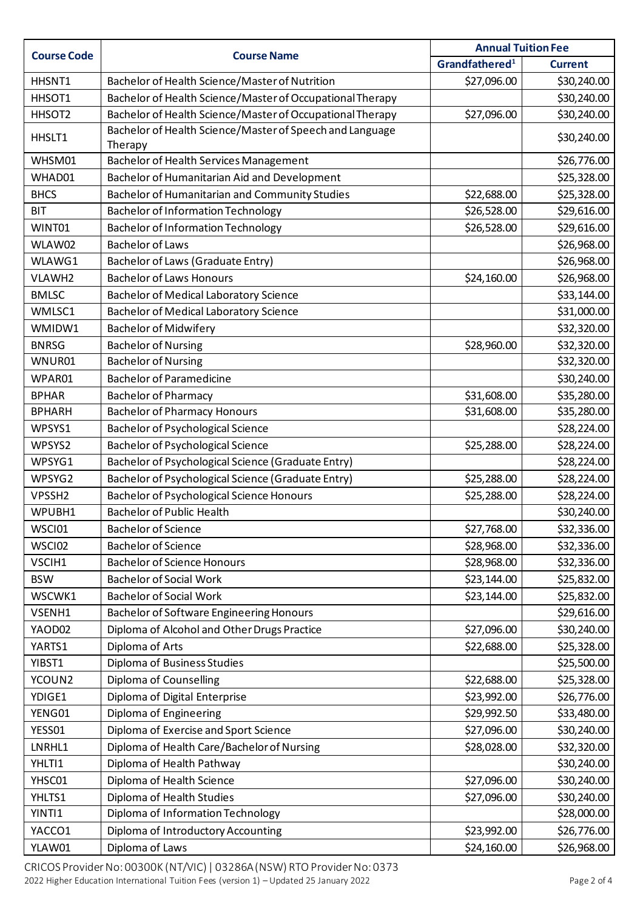| Course Code | Course Name | Annual Tuition Fee | |
|---|---|---|---|
| | | Grandfathered[1] | Current |
| HHSNT1 | Bachelor of Health Science/Master of Nutrition | $27,096.00 | $30,240.00 |
| HHSOT1 | Bachelor of Health Science/Master of Occupational Therapy | | $30,240.00 |
| HHSOT2 | Bachelor of Health Science/Master of Occupational Therapy | $27,096.00 | $30,240.00 |
| HHSLT1 | Bachelor of Health Science/Master of Speech and Language Therapy | | $30,240.00 |
| WHSM01 | Bachelor of Health Services Management | | $26,776.00 |
| WHAD01 | Bachelor of Humanitarian Aid and Development | | $25,328.00 |
| BHCS | Bachelor of Humanitarian and Community Studies | $22,688.00 | $25,328.00 |
| BIT | Bachelor of Information Technology | $26,528.00 | $29,616.00 |
| WINT01 | Bachelor of Information Technology | $26,528.00 | $29,616.00 |
| WLAW02 | Bachelor of Laws | | $26,968.00 |
| WLAWG1 | Bachelor of Laws (Graduate Entry) | | $26,968.00 |
| VLAWH2 | Bachelor of Laws Honours | $24,160.00 | $26,968.00 |
| BMLSC | Bachelor of Medical Laboratory Science | | $33,144.00 |
| WMLSC1 | Bachelor of Medical Laboratory Science | | $31,000.00 |
| WMIDW1 | Bachelor of Midwifery | | $32,320.00 |
| BNRSG | Bachelor of Nursing | $28,960.00 | $32,320.00 |
| WNUR01 | Bachelor of Nursing | | $32,320.00 |
| WPAR01 | Bachelor of Paramedicine | | $30,240.00 |
| BPHAR | Bachelor of Pharmacy | $31,608.00 | $35,280.00 |
| BPHARH | Bachelor of Pharmacy Honours | $31,608.00 | $35,280.00 |
| WPSYS1 | Bachelor of Psychological Science | | $28,224.00 |
| WPSYS2 | Bachelor of Psychological Science | $25,288.00 | $28,224.00 |
| WPSYG1 | Bachelor of Psychological Science (Graduate Entry) | | $28,224.00 |
| WPSYG2 | Bachelor of Psychological Science (Graduate Entry) | $25,288.00 | $28,224.00 |
| VPSSH2 | Bachelor of Psychological Science Honours | $25,288.00 | $28,224.00 |
| WPUBH1 | Bachelor of Public Health | | $30,240.00 |
| WSCI01 | Bachelor of Science | $27,768.00 | $32,336.00 |
| WSCI02 | Bachelor of Science | $28,968.00 | $32,336.00 |
| VSCIH1 | Bachelor of Science Honours | $28,968.00 | $32,336.00 |
| BSW | Bachelor of Social Work | $23,144.00 | $25,832.00 |
| WSCWK1 | Bachelor of Social Work | $23,144.00 | $25,832.00 |
| VSENH1 | Bachelor of Software Engineering Honours | | $29,616.00 |
| YAOD02 | Diploma of Alcohol and Other Drugs Practice | $27,096.00 | $30,240.00 |
| YARTS1 | Diploma of Arts | $22,688.00 | $25,328.00 |
| YIBST1 | Diploma of Business Studies | | $25,500.00 |
| YCOUN2 | Diploma of Counselling | $22,688.00 | $25,328.00 |
| YDIGE1 | Diploma of Digital Enterprise | $23,992.00 | $26,776.00 |
| YENG01 | Diploma of Engineering | $29,992.50 | $33,480.00 |
| YESS01 | Diploma of Exercise and Sport Science | $27,096.00 | $30,240.00 |
| LNRHL1 | Diploma of Health Care/Bachelor of Nursing | $28,028.00 | $32,320.00 |
| YHLTI1 | Diploma of Health Pathway | | $30,240.00 |
| YHSC01 | Diploma of Health Science | $27,096.00 | $30,240.00 |
| YHLTS1 | Diploma of Health Studies | $27,096.00 | $30,240.00 |
| YINTI1 | Diploma of Information Technology | | $28,000.00 |
| YACCO1 | Diploma of Introductory Accounting | $23,992.00 | $26,776.00 |
| YLAW01 | Diploma of Laws | $24,160.00 | $26,968.00 |

CRICOS Provider No: 00300K (NT/VIC) | 03286A (NSW) RTO Provider No: 0373

2022 Higher Education International Tuition Fees (version 1) – Updated 25 January 2022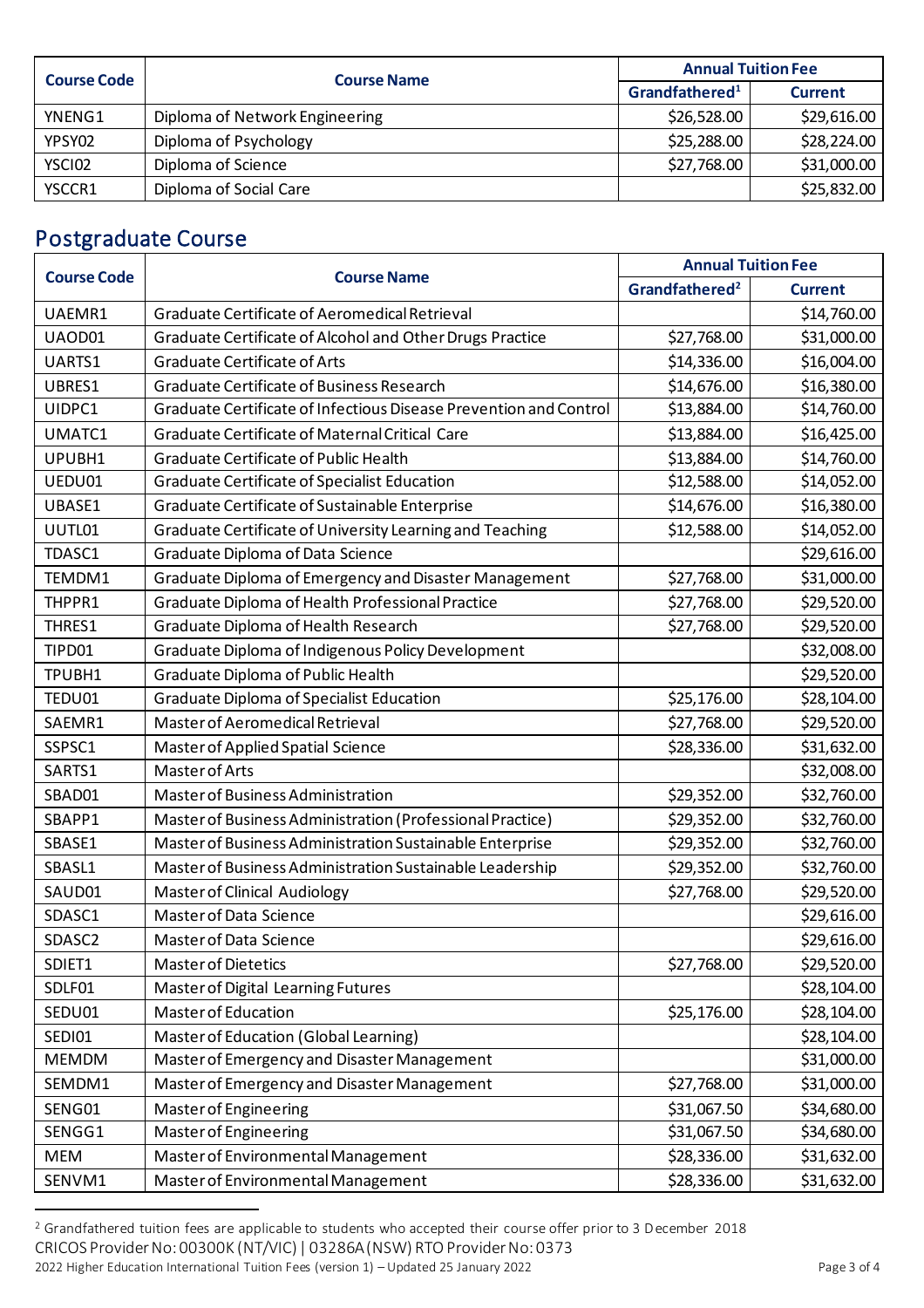| Course Code | Course Name | Annual Tuition Fee | |
|---|---|---|---|
| | | Grandfathered[1] | Current |
| YNENG1 | Diploma of Network Engineering | $26,528.00 | $29,616.00 |
| YPSY02 | Diploma of Psychology | $25,288.00 | $28,224.00 |
| YSCI02 | Diploma of Science | $27,768.00 | $31,000.00 |
| YSCCR1 | Diploma of Social Care | | $25,832.00 |

## Postgraduate Course

| Course Code | Course Name | Annual Tuition Fee | |
|---|---|---|---|
| | | Grandfathered[2] | Current |
| UAEMR1 | Graduate Certificate of Aeromedical Retrieval | | $14,760.00 |
| UAOD01 | Graduate Certificate of Alcohol and Other Drugs Practice | $27,768.00 | $31,000.00 |
| UARTS1 | Graduate Certificate of Arts | $14,336.00 | $16,004.00 |
| UBRES1 | Graduate Certificate of Business Research | $14,676.00 | $16,380.00 |
| UIDPC1 | Graduate Certificate of Infectious Disease Prevention and Control | $13,884.00 | $14,760.00 |
| UMATC1 | Graduate Certificate of Maternal Critical Care | $13,884.00 | $16,425.00 |
| UPUBH1 | Graduate Certificate of Public Health | $13,884.00 | $14,760.00 |
| UEDU01 | Graduate Certificate of Specialist Education | $12,588.00 | $14,052.00 |
| UBASE1 | Graduate Certificate of Sustainable Enterprise | $14,676.00 | $16,380.00 |
| UUTL01 | Graduate Certificate of University Learning and Teaching | $12,588.00 | $14,052.00 |
| TDASC1 | Graduate Diploma of Data Science | | $29,616.00 |
| TEMDM1 | Graduate Diploma of Emergency and Disaster Management | $27,768.00 | $31,000.00 |
| THPPR1 | Graduate Diploma of Health Professional Practice | $27,768.00 | $29,520.00 |
| THRES1 | Graduate Diploma of Health Research | $27,768.00 | $29,520.00 |
| TIPD01 | Graduate Diploma of Indigenous Policy Development | | $32,008.00 |
| TPUBH1 | Graduate Diploma of Public Health | | $29,520.00 |
| TEDU01 | Graduate Diploma of Specialist Education | $25,176.00 | $28,104.00 |
| SAEMR1 | Master of Aeromedical Retrieval | $27,768.00 | $29,520.00 |
| SSPSC1 | Master of Applied Spatial Science | $28,336.00 | $31,632.00 |
| SARTS1 | Master of Arts | | $32,008.00 |
| SBAD01 | Master of Business Administration | $29,352.00 | $32,760.00 |
| SBAPP1 | Master of Business Administration (Professional Practice) | $29,352.00 | $32,760.00 |
| SBASE1 | Master of Business Administration Sustainable Enterprise | $29,352.00 | $32,760.00 |
| SBASL1 | Master of Business Administration Sustainable Leadership | $29,352.00 | $32,760.00 |
| SAUD01 | Master of Clinical Audiology | $27,768.00 | $29,520.00 |
| SDASC1 | Master of Data Science | | $29,616.00 |
| SDASC2 | Master of Data Science | | $29,616.00 |
| SDIET1 | Master of Dietetics | $27,768.00 | $29,520.00 |
| SDLF01 | Master of Digital Learning Futures | | $28,104.00 |
| SEDU01 | Master of Education | $25,176.00 | $28,104.00 |
| SEDI01 | Master of Education (Global Learning) | | $28,104.00 |
| MEMDM | Master of Emergency and Disaster Management | | $31,000.00 |
| SEMDM1 | Master of Emergency and Disaster Management | $27,768.00 | $31,000.00 |
| SENG01 | Master of Engineering | $31,067.50 | $34,680.00 |
| SENGG1 | Master of Engineering | $31,067.50 | $34,680.00 |
| MEM | Master of Environmental Management | $28,336.00 | $31,632.00 |
| SENVM1 | Master of Environmental Management | $28,336.00 | $31,632.00 |

[2] Grandfathered tuition fees are applicable to students who accepted their course offer prior to 3 December 2018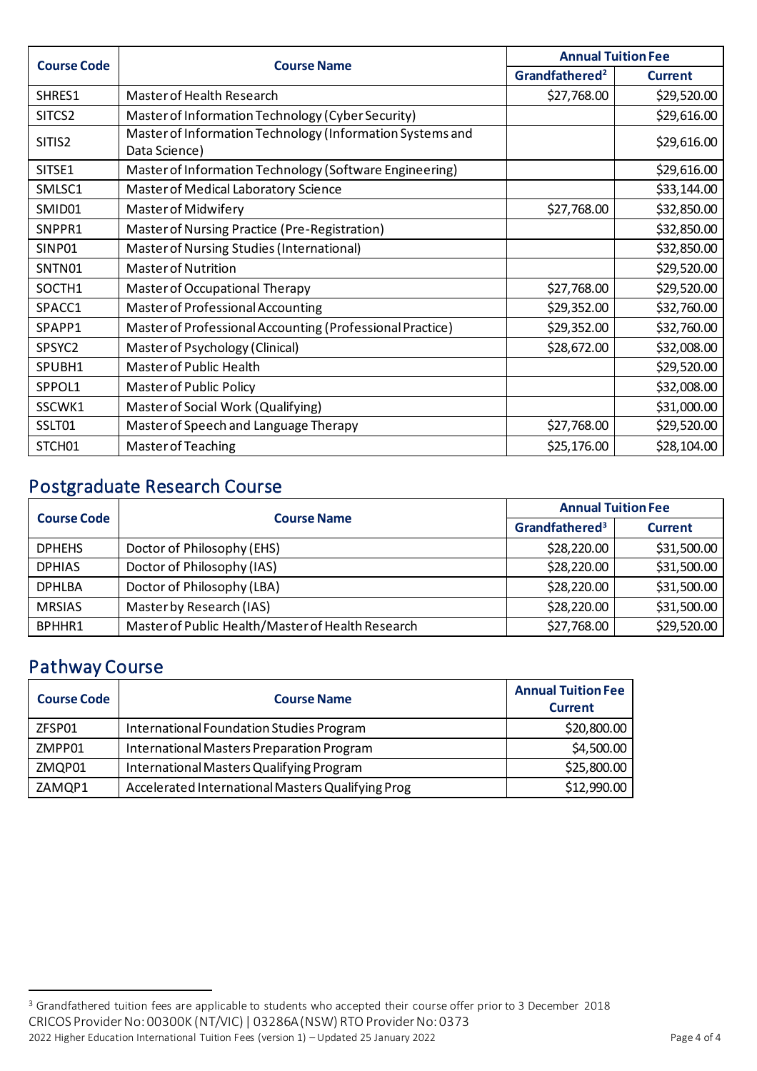| Course Code | Course Name | Annual Tuition Fee | |
|---|---|---|---|
| | | Grandfathered[2] | Current |
| SHRES1 | Master of Health Research | $27,768.00 | $29,520.00 |
| SITCS2 | Master of Information Technology (Cyber Security) | | $29,616.00 |
| SITIS2 | Master of Information Technology (Information Systems and Data Science) | | $29,616.00 |
| SITSE1 | Master of Information Technology (Software Engineering) | | $29,616.00 |
| SMLSC1 | Master of Medical Laboratory Science | | $33,144.00 |
| SMID01 | Master of Midwifery | $27,768.00 | $32,850.00 |
| SNPPR1 | Master of Nursing Practice (Pre-Registration) | | $32,850.00 |
| SINP01 | Master of Nursing Studies (International) | | $32,850.00 |
| SNTN01 | Master of Nutrition | | $29,520.00 |
| SOCTH1 | Master of Occupational Therapy | $27,768.00 | $29,520.00 |
| SPACC1 | Master of Professional Accounting | $29,352.00 | $32,760.00 |
| SPAPP1 | Master of Professional Accounting (Professional Practice) | $29,352.00 | $32,760.00 |
| SPSYC2 | Master of Psychology (Clinical) | $28,672.00 | $32,008.00 |
| SPUBH1 | Master of Public Health | | $29,520.00 |
| SPPOL1 | Master of Public Policy | | $32,008.00 |
| SSCWK1 | Master of Social Work (Qualifying) | | $31,000.00 |
| SSLT01 | Master of Speech and Language Therapy | $27,768.00 | $29,520.00 |
| STCH01 | Master of Teaching | $25,176.00 | $28,104.00 |

## Postgraduate Research Course

| Course Code | Course Name | Annual Tuition Fee | |
|---|---|---|---|
| | | Grandfathered[3] | Current |
| DPHEHS | Doctor of Philosophy (EHS) | $28,220.00 | $31,500.00 |
| DPHIAS | Doctor of Philosophy (IAS) | $28,220.00 | $31,500.00 |
| DPHLBA | Doctor of Philosophy (LBA) | $28,220.00 | $31,500.00 |
| MRSIAS | Master by Research (IAS) | $28,220.00 | $31,500.00 |
| BPHHR1 | Master of Public Health/Master of Health Research | $27,768.00 | $29,520.00 |

## Pathway Course

| Course Code | Course Name | Annual Tuition Fee Current |
|---|---|---|
| ZFSP01 | International Foundation Studies Program | $20,800.00 |
| ZMPP01 | International Masters Preparation Program | $4,500.00 |
| ZMQP01 | International Masters Qualifying Program | $25,800.00 |
| ZAMQP1 | Accelerated International Masters Qualifying Prog | $12,990.00 |

[3] Grandfathered tuition fees are applicable to students who accepted their course offer prior to 3 December 2018

CRICOS Provider No: 00300K (NT/VIC) | 03286A (NSW) RTO Provider No: 0373

2022 Higher Education International Tuition Fees (version 1) – Updated 25 January 2022